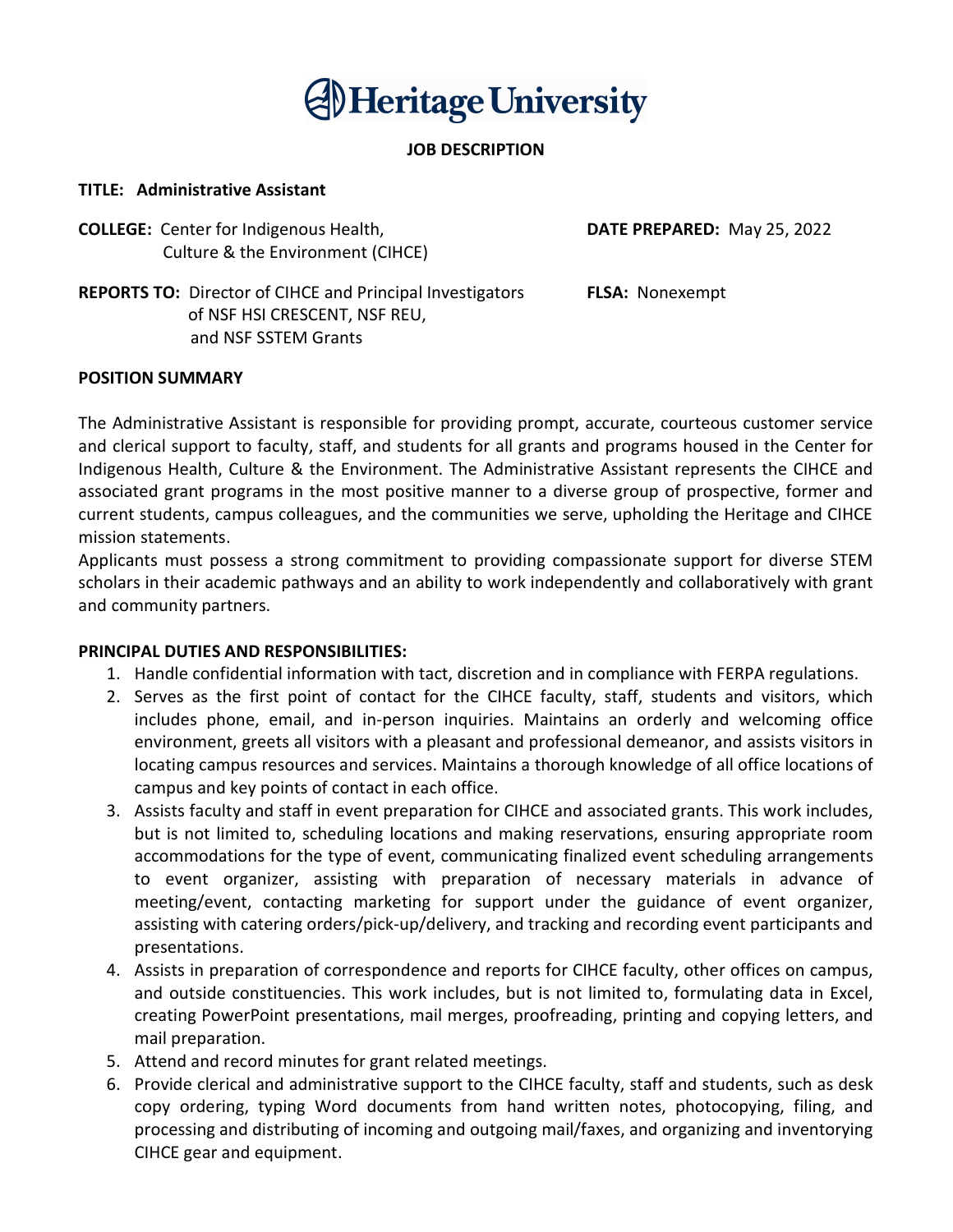# Heritage University

## JOB DESCRIPTION

**TITLE: Administrative Assistant**

**COLLEGE:** Center for Indigenous Health, Culture & the Environment (CIHCE)

**DATE PREPARED:** May 25, 2022

**REPORTS TO:** Director of CIHCE and Principal Investigators of NSF HSI CRESCENT, NSF REU, and NSF SSTEM Grants

**FLSA:** Nonexempt

### POSITION SUMMARY

The Administrative Assistant is responsible for providing prompt, accurate, courteous customer service and clerical support to faculty, staff, and students for all grants and programs housed in the Center for Indigenous Health, Culture & the Environment. The Administrative Assistant represents the CIHCE and associated grant programs in the most positive manner to a diverse group of prospective, former and current students, campus colleagues, and the communities we serve, upholding the Heritage and CIHCE mission statements.

Applicants must possess a strong commitment to providing compassionate support for diverse STEM scholars in their academic pathways and an ability to work independently and collaboratively with grant and community partners.

### PRINCIPAL DUTIES AND RESPONSIBILITIES:

1. Handle confidential information with tact, discretion and in compliance with FERPA regulations.
2. Serves as the first point of contact for the CIHCE faculty, staff, students and visitors, which includes phone, email, and in-person inquiries. Maintains an orderly and welcoming office environment, greets all visitors with a pleasant and professional demeanor, and assists visitors in locating campus resources and services. Maintains a thorough knowledge of all office locations of campus and key points of contact in each office.
3. Assists faculty and staff in event preparation for CIHCE and associated grants. This work includes, but is not limited to, scheduling locations and making reservations, ensuring appropriate room accommodations for the type of event, communicating finalized event scheduling arrangements to event organizer, assisting with preparation of necessary materials in advance of meeting/event, contacting marketing for support under the guidance of event organizer, assisting with catering orders/pick-up/delivery, and tracking and recording event participants and presentations.
4. Assists in preparation of correspondence and reports for CIHCE faculty, other offices on campus, and outside constituencies. This work includes, but is not limited to, formulating data in Excel, creating PowerPoint presentations, mail merges, proofreading, printing and copying letters, and mail preparation.
5. Attend and record minutes for grant related meetings.
6. Provide clerical and administrative support to the CIHCE faculty, staff and students, such as desk copy ordering, typing Word documents from hand written notes, photocopying, filing, and processing and distributing of incoming and outgoing mail/faxes, and organizing and inventorying CIHCE gear and equipment.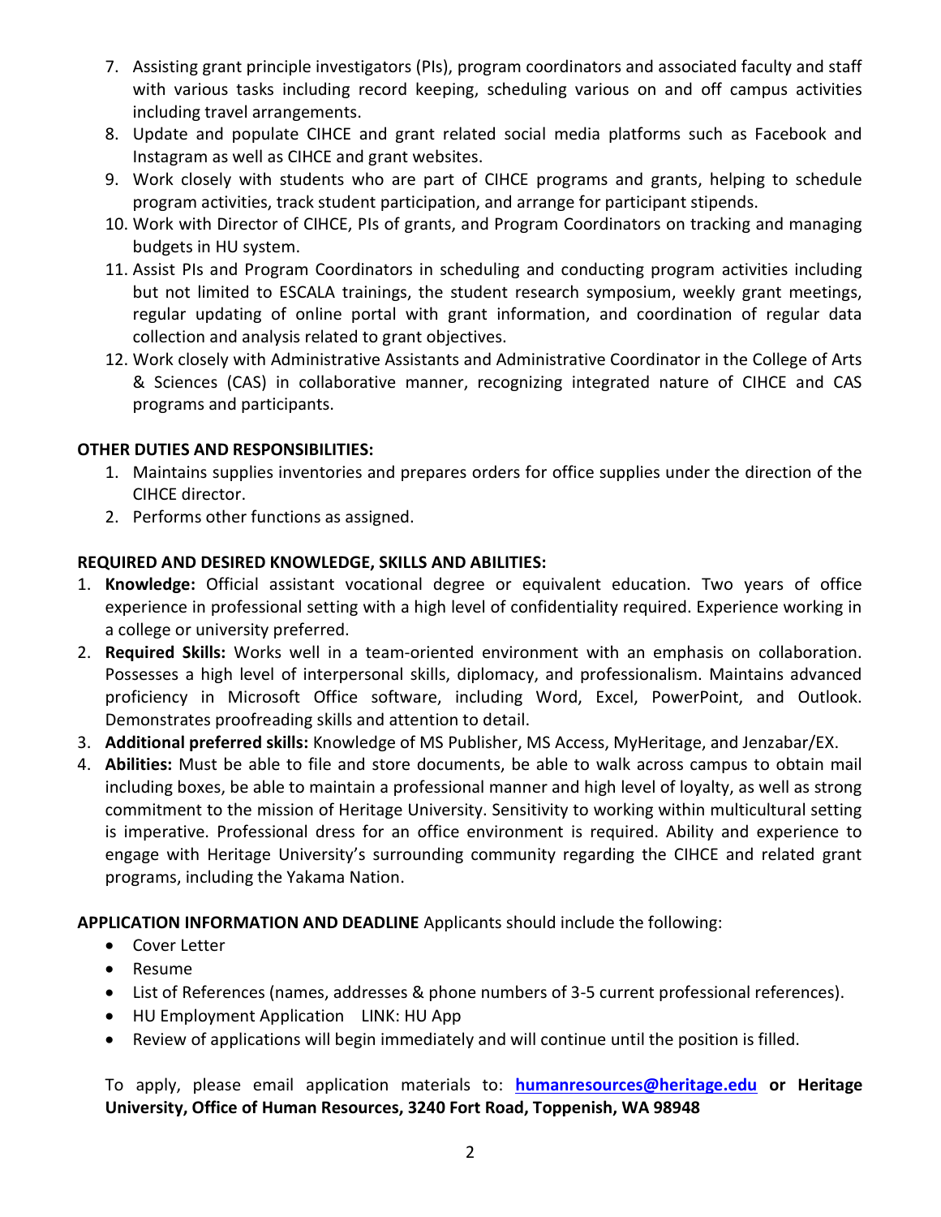7. Assisting grant principle investigators (PIs), program coordinators and associated faculty and staff with various tasks including record keeping, scheduling various on and off campus activities including travel arrangements.
8. Update and populate CIHCE and grant related social media platforms such as Facebook and Instagram as well as CIHCE and grant websites.
9. Work closely with students who are part of CIHCE programs and grants, helping to schedule program activities, track student participation, and arrange for participant stipends.
10. Work with Director of CIHCE, PIs of grants, and Program Coordinators on tracking and managing budgets in HU system.
11. Assist PIs and Program Coordinators in scheduling and conducting program activities including but not limited to ESCALA trainings, the student research symposium, weekly grant meetings, regular updating of online portal with grant information, and coordination of regular data collection and analysis related to grant objectives.
12. Work closely with Administrative Assistants and Administrative Coordinator in the College of Arts & Sciences (CAS) in collaborative manner, recognizing integrated nature of CIHCE and CAS programs and participants.

**OTHER DUTIES AND RESPONSIBILITIES:**

1. Maintains supplies inventories and prepares orders for office supplies under the direction of the CIHCE director.
2. Performs other functions as assigned.

**REQUIRED AND DESIRED KNOWLEDGE, SKILLS AND ABILITIES:**

1. **Knowledge:** Official assistant vocational degree or equivalent education. Two years of office experience in professional setting with a high level of confidentiality required. Experience working in a college or university preferred.
2. **Required Skills:** Works well in a team-oriented environment with an emphasis on collaboration. Possesses a high level of interpersonal skills, diplomacy, and professionalism. Maintains advanced proficiency in Microsoft Office software, including Word, Excel, PowerPoint, and Outlook. Demonstrates proofreading skills and attention to detail.
3. **Additional preferred skills:** Knowledge of MS Publisher, MS Access, MyHeritage, and Jenzabar/EX.
4. **Abilities:** Must be able to file and store documents, be able to walk across campus to obtain mail including boxes, be able to maintain a professional manner and high level of loyalty, as well as strong commitment to the mission of Heritage University. Sensitivity to working within multicultural setting is imperative. Professional dress for an office environment is required. Ability and experience to engage with Heritage University's surrounding community regarding the CIHCE and related grant programs, including the Yakama Nation.

**APPLICATION INFORMATION AND DEADLINE** Applicants should include the following:

- Cover Letter
- Resume
- List of References (names, addresses & phone numbers of 3-5 current professional references).
- HU Employment Application LINK: HU App
- Review of applications will begin immediately and will continue until the position is filled.

To apply, please email application materials to: **humanresources@heritage.edu** **or Heritage University, Office of Human Resources, 3240 Fort Road, Toppenish, WA 98948**